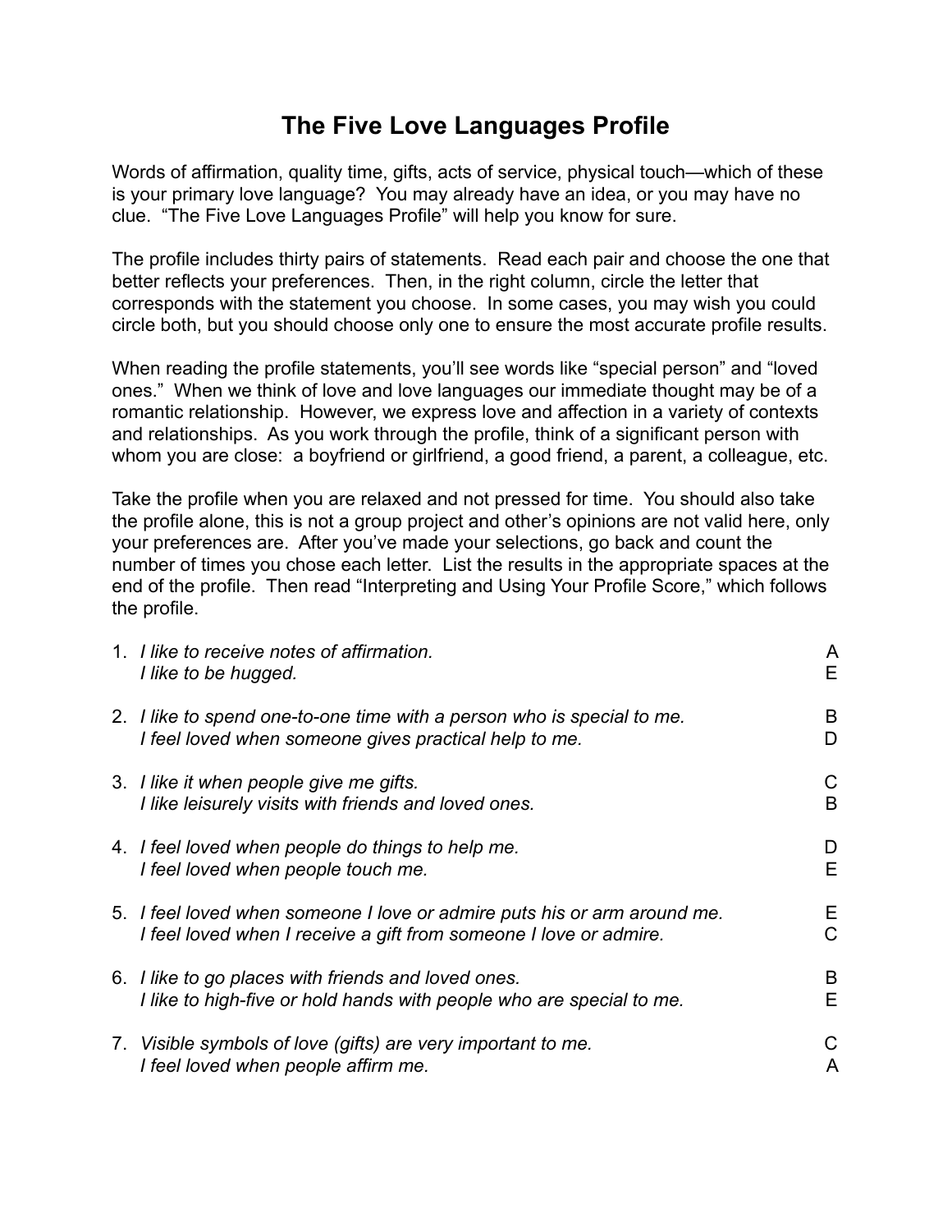# The Five Love Languages Profile

Words of affirmation, quality time, gifts, acts of service, physical touch—which of these is your primary love language? You may already have an idea, or you may have no clue. "The Five Love Languages Profile" will help you know for sure.

The profile includes thirty pairs of statements. Read each pair and choose the one that better reflects your preferences. Then, in the right column, circle the letter that corresponds with the statement you choose. In some cases, you may wish you could circle both, but you should choose only one to ensure the most accurate profile results.

When reading the profile statements, you'll see words like "special person" and "loved ones." When we think of love and love languages our immediate thought may be of a romantic relationship. However, we express love and affection in a variety of contexts and relationships. As you work through the profile, think of a significant person with whom you are close: a boyfriend or girlfriend, a good friend, a parent, a colleague, etc.

Take the profile when you are relaxed and not pressed for time. You should also take the profile alone, this is not a group project and other's opinions are not valid here, only your preferences are. After you've made your selections, go back and count the number of times you chose each letter. List the results in the appropriate spaces at the end of the profile. Then read "Interpreting and Using Your Profile Score," which follows the profile.

1. *I like to receive notes of affirmation.* A
   *I like to be hugged.* E

2. *I like to spend one-to-one time with a person who is special to me.* B
   *I feel loved when someone gives practical help to me.* D

3. *I like it when people give me gifts.* C
   *I like leisurely visits with friends and loved ones.* B

4. *I feel loved when people do things to help me.* D
   *I feel loved when people touch me.* E

5. *I feel loved when someone I love or admire puts his or arm around me.* E
   *I feel loved when I receive a gift from someone I love or admire.* C

6. *I like to go places with friends and loved ones.* B
   *I like to high-five or hold hands with people who are special to me.* E

7. *Visible symbols of love (gifts) are very important to me.* C
   *I feel loved when people affirm me.* A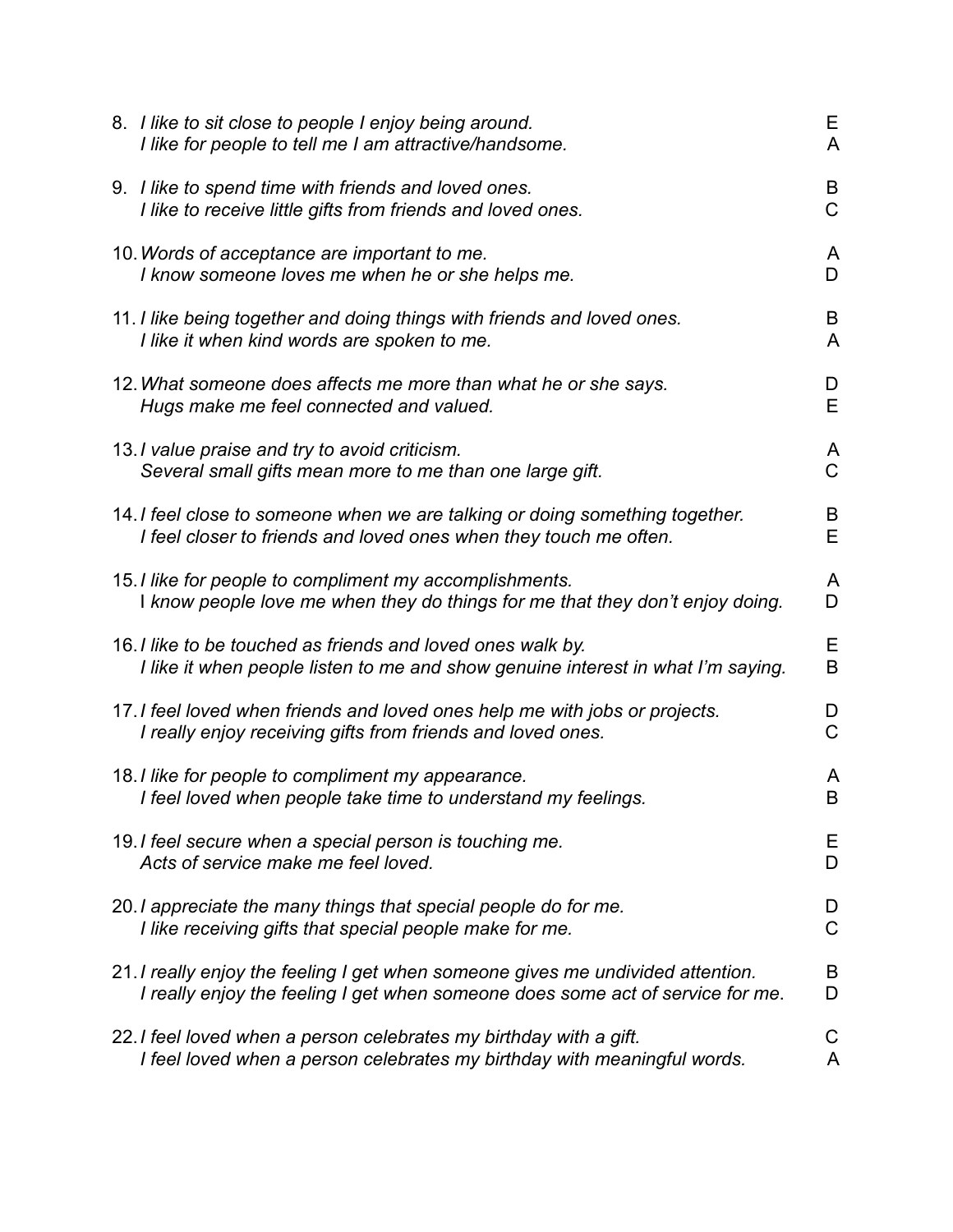8. *I like to sit close to people I enjoy being around.* E
   *I like for people to tell me I am attractive/handsome.* A

9. *I like to spend time with friends and loved ones.* B
   *I like to receive little gifts from friends and loved ones.* C

10. *Words of acceptance are important to me.* A
    *I know someone loves me when he or she helps me.* D

11. *I like being together and doing things with friends and loved ones.* B
    *I like it when kind words are spoken to me.* A

12. *What someone does affects me more than what he or she says.* D
    *Hugs make me feel connected and valued.* E

13. *I value praise and try to avoid criticism.* A
    *Several small gifts mean more to me than one large gift.* C

14. *I feel close to someone when we are talking or doing something together.* B
    *I feel closer to friends and loved ones when they touch me often.* E

15. *I like for people to compliment my accomplishments.* A
    I *know people love me when they do things for me that they don't enjoy doing.* D

16. *I like to be touched as friends and loved ones walk by.* E
    *I like it when people listen to me and show genuine interest in what I'm saying.* B

17. *I feel loved when friends and loved ones help me with jobs or projects.* D
    *I really enjoy receiving gifts from friends and loved ones.* C

18. *I like for people to compliment my appearance.* A
    *I feel loved when people take time to understand my feelings.* B

19. *I feel secure when a special person is touching me.* E
    *Acts of service make me feel loved.* D

20. *I appreciate the many things that special people do for me.* D
    *I like receiving gifts that special people make for me.* C

21. *I really enjoy the feeling I get when someone gives me undivided attention.* B
    *I really enjoy the feeling I get when someone does some act of service for me.* D

22. *I feel loved when a person celebrates my birthday with a gift.* C
    *I feel loved when a person celebrates my birthday with meaningful words.* A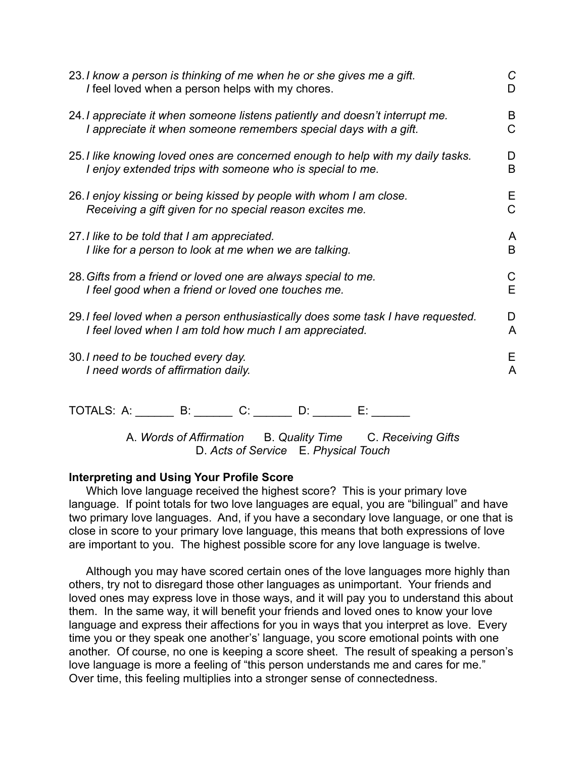23. *I know a person is thinking of me when he or she gives me a gift.* C
 *I* feel loved when a person helps with my chores. D

24. *I appreciate it when someone listens patiently and doesn't interrupt me.* B
 *I appreciate it when someone remembers special days with a gift.* C

25. *I like knowing loved ones are concerned enough to help with my daily tasks.* D
 *I enjoy extended trips with someone who is special to me.* B

26. *I enjoy kissing or being kissed by people with whom I am close.* E
 *Receiving a gift given for no special reason excites me.* C

27. *I like to be told that I am appreciated.* A
 *I like for a person to look at me when we are talking.* B

28. *Gifts from a friend or loved one are always special to me.* C
 *I feel good when a friend or loved one touches me.* E

29. *I feel loved when a person enthusiastically does some task I have requested.* D
 *I feel loved when I am told how much I am appreciated.* A

30. *I need to be touched every day.* E
 *I need words of affirmation daily.* A

TOTALS: A: ______ B: ______ C: ______ D: ______ E: ______

A. *Words of Affirmation* B. *Quality Time* C. *Receiving Gifts*
D. *Acts of Service* E. *Physical Touch*

**Interpreting and Using Your Profile Score**

Which love language received the highest score? This is your primary love language. If point totals for two love languages are equal, you are "bilingual" and have two primary love languages. And, if you have a secondary love language, or one that is close in score to your primary love language, this means that both expressions of love are important to you. The highest possible score for any love language is twelve.

Although you may have scored certain ones of the love languages more highly than others, try not to disregard those other languages as unimportant. Your friends and loved ones may express love in those ways, and it will pay you to understand this about them. In the same way, it will benefit your friends and loved ones to know your love language and express their affections for you in ways that you interpret as love. Every time you or they speak one another's' language, you score emotional points with one another. Of course, no one is keeping a score sheet. The result of speaking a person's love language is more a feeling of "this person understands me and cares for me." Over time, this feeling multiplies into a stronger sense of connectedness.